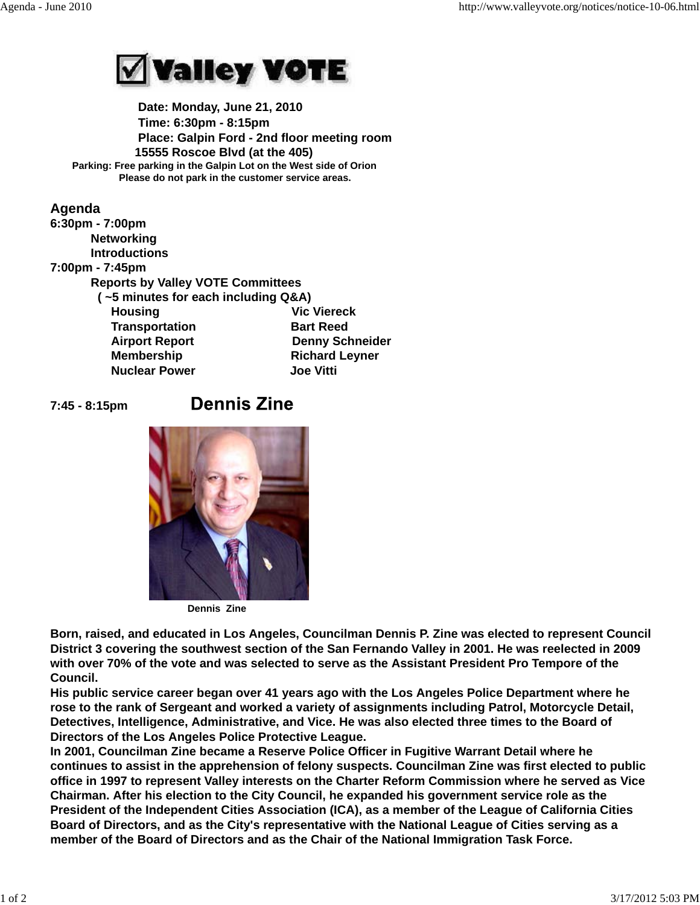# Valley VOTE

**Date: Monday, June 21, 2010**
**Time: 6:30pm - 8:15pm**
**Place: Galpin Ford - 2nd floor meeting room**
**15555 Roscoe Blvd (at the 405)**
**Parking: Free parking in the Galpin Lot on the West side of Orion**
**Please do not park in the customer service areas.**

## Agenda

**6:30pm - 7:00pm**

- **Networking**
- **Introductions**

**7:00pm - 7:45pm**

**Reports by Valley VOTE Committees**
**( ~5 minutes for each including Q&A)**

| Committee | Presenter |
| --- | --- |
| Housing | Vic Viereck |
| Transportation | Bart Reed |
| Airport Report | Denny Schneider |
| Membership | Richard Leyner |
| Nuclear Power | Joe Vitti |

**7:45 - 8:15pm** **Dennis Zine**

Dennis Zine

**Born, raised, and educated in Los Angeles, Councilman Dennis P. Zine was elected to represent Council District 3 covering the southwest section of the San Fernando Valley in 2001. He was reelected in 2009 with over 70% of the vote and was selected to serve as the Assistant President Pro Tempore of the Council.**

**His public service career began over 41 years ago with the Los Angeles Police Department where he rose to the rank of Sergeant and worked a variety of assignments including Patrol, Motorcycle Detail, Detectives, Intelligence, Administrative, and Vice. He was also elected three times to the Board of Directors of the Los Angeles Police Protective League.**

**In 2001, Councilman Zine became a Reserve Police Officer in Fugitive Warrant Detail where he continues to assist in the apprehension of felony suspects. Councilman Zine was first elected to public office in 1997 to represent Valley interests on the Charter Reform Commission where he served as Vice Chairman. After his election to the City Council, he expanded his government service role as the President of the Independent Cities Association (ICA), as a member of the League of California Cities Board of Directors, and as the City's representative with the National League of Cities serving as a member of the Board of Directors and as the Chair of the National Immigration Task Force.**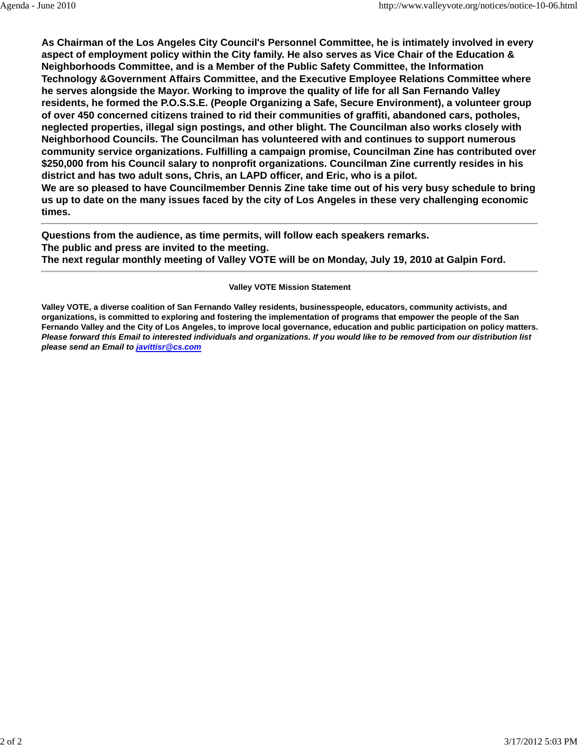**As Chairman of the Los Angeles City Council's Personnel Committee, he is intimately involved in every aspect of employment policy within the City family. He also serves as Vice Chair of the Education & Neighborhoods Committee, and is a Member of the Public Safety Committee, the Information Technology &Government Affairs Committee, and the Executive Employee Relations Committee where he serves alongside the Mayor. Working to improve the quality of life for all San Fernando Valley residents, he formed the P.O.S.S.E. (People Organizing a Safe, Secure Environment), a volunteer group of over 450 concerned citizens trained to rid their communities of graffiti, abandoned cars, potholes, neglected properties, illegal sign postings, and other blight. The Councilman also works closely with Neighborhood Councils. The Councilman has volunteered with and continues to support numerous community service organizations. Fulfilling a campaign promise, Councilman Zine has contributed over $250,000 from his Council salary to nonprofit organizations. Councilman Zine currently resides in his district and has two adult sons, Chris, an LAPD officer, and Eric, who is a pilot.**
**We are so pleased to have Councilmember Dennis Zine take time out of his very busy schedule to bring us up to date on the many issues faced by the city of Los Angeles in these very challenging economic times.**

---

**Questions from the audience, as time permits, will follow each speakers remarks.**
**The public and press are invited to the meeting.**
**The next regular monthly meeting of Valley VOTE will be on Monday, July 19, 2010 at Galpin Ford.**

---

**Valley VOTE Mission Statement**

**Valley VOTE, a diverse coalition of San Fernando Valley residents, businesspeople, educators, community activists, and organizations, is committed to exploring and fostering the implementation of programs that empower the people of the San Fernando Valley and the City of Los Angeles, to improve local governance, education and public participation on policy matters.**
***Please forward this Email to interested individuals and organizations. If you would like to be removed from our distribution list please send an Email to javittisr@cs.com***